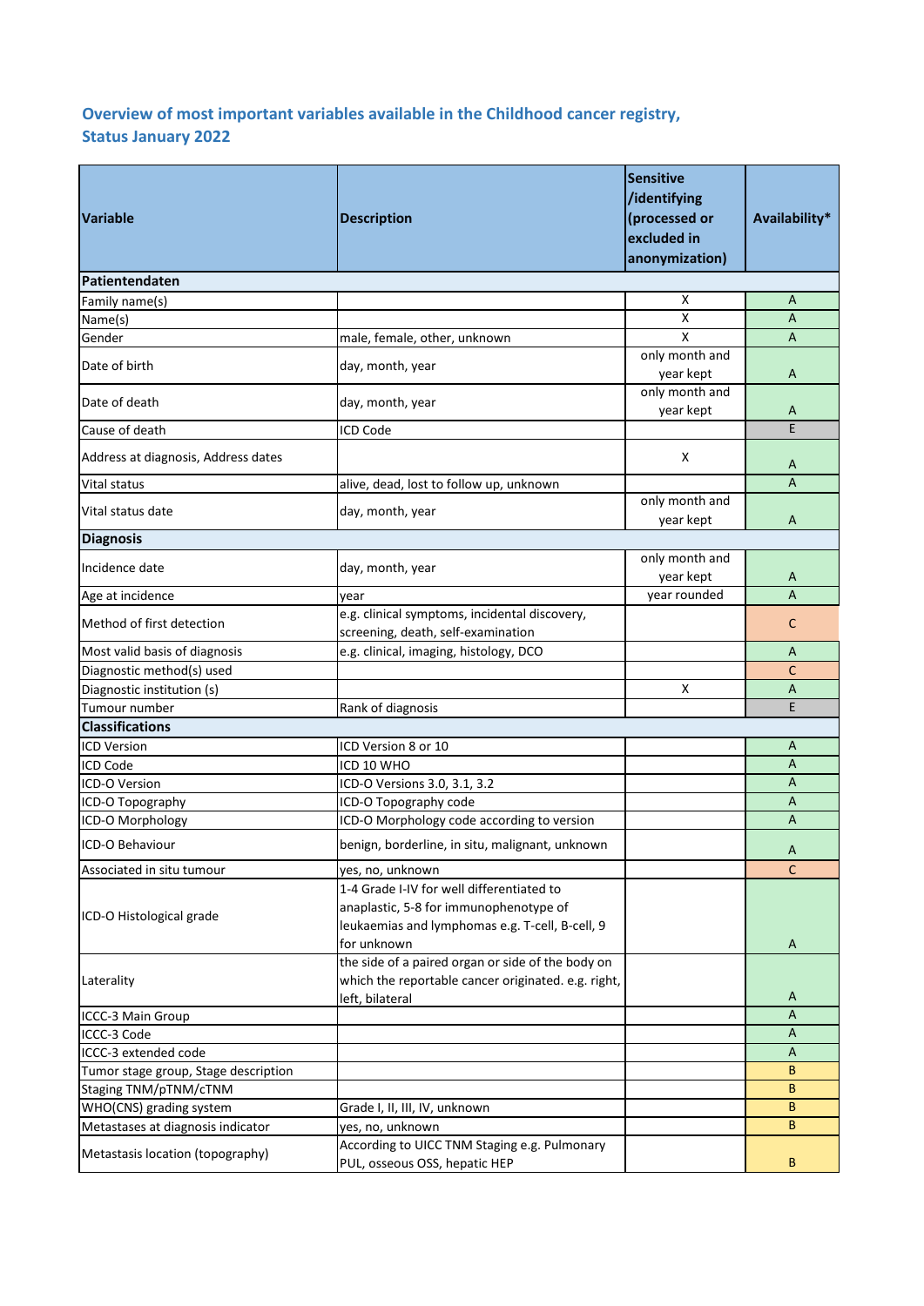## Overview of most important variables available in the Childhood cancer registry, Status January 2022

| Variable | Description | Sensitive /identifying (processed or excluded in anonymization) | Availability* |
|---|---|---|---|
| **Patientendaten** | | | |
| Family name(s) | | X | A |
| Name(s) | | X | A |
| Gender | male, female, other, unknown | X | A |
| Date of birth | day, month, year | only month and year kept | A |
| Date of death | day, month, year | only month and year kept | A |
| Cause of death | ICD Code | | E |
| Address at diagnosis, Address dates | | X | A |
| Vital status | alive, dead, lost to follow up, unknown | | A |
| Vital status date | day, month, year | only month and year kept | A |
| **Diagnosis** | | | |
| Incidence date | day, month, year | only month and year kept | A |
| Age at incidence | year | year rounded | A |
| Method of first detection | e.g. clinical symptoms, incidental discovery, screening, death, self-examination | | C |
| Most valid basis of diagnosis | e.g. clinical, imaging, histology, DCO | | A |
| Diagnostic method(s) used | | | C |
| Diagnostic institution (s) | | X | A |
| Tumour number | Rank of diagnosis | | E |
| **Classifications** | | | |
| ICD Version | ICD Version 8 or 10 | | A |
| ICD Code | ICD 10 WHO | | A |
| ICD-O Version | ICD-O Versions 3.0, 3.1, 3.2 | | A |
| ICD-O Topography | ICD-O Topography code | | A |
| ICD-O Morphology | ICD-O Morphology code according to version | | A |
| ICD-O Behaviour | benign, borderline, in situ, malignant, unknown | | A |
| Associated in situ tumour | yes, no, unknown | | C |
| ICD-O Histological grade | 1-4 Grade I-IV for well differentiated to anaplastic, 5-8 for immunophenotype of leukaemias and lymphomas e.g. T-cell, B-cell, 9 for unknown | | A |
| Laterality | the side of a paired organ or side of the body on which the reportable cancer originated. e.g. right, left, bilateral | | A |
| ICCC-3 Main Group | | | A |
| ICCC-3 Code | | | A |
| ICCC-3 extended code | | | A |
| Tumor stage group, Stage description | | | B |
| Staging TNM/pTNM/cTNM | | | B |
| WHO(CNS) grading system | Grade I, II, III, IV, unknown | | B |
| Metastases at diagnosis indicator | yes, no, unknown | | B |
| Metastasis location (topography) | According to UICC TNM Staging e.g. Pulmonary PUL, osseous OSS, hepatic HEP | | B |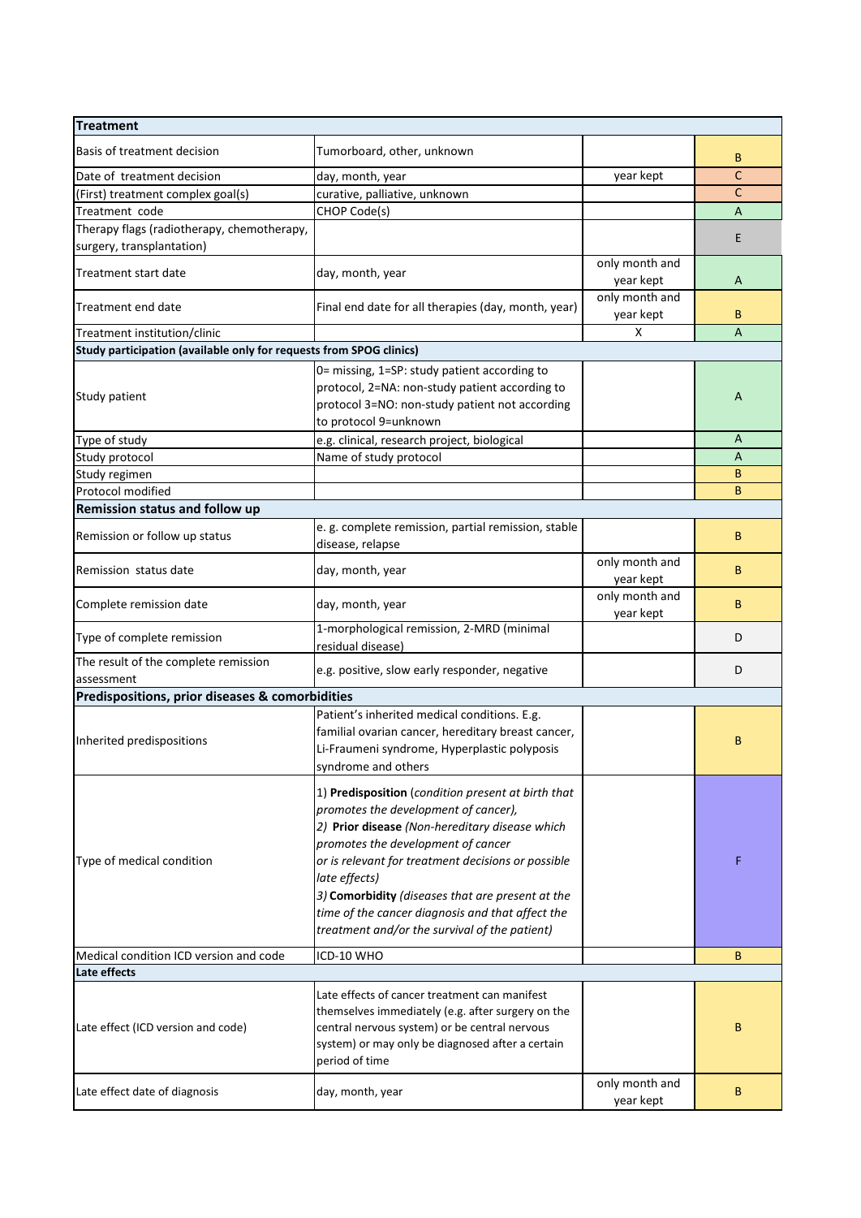| Treatment | | | |
|---|---|---|---|
| Basis of treatment decision | Tumorboard, other, unknown | | B |
| Date of treatment decision | day, month, year | year kept | C |
| (First) treatment complex goal(s) | curative, palliative, unknown | | C |
| Treatment code | CHOP Code(s) | | A |
| Therapy flags (radiotherapy, chemotherapy, surgery, transplantation) | | | E |
| Treatment start date | day, month, year | only month and year kept | A |
| Treatment end date | Final end date for all therapies (day, month, year) | only month and year kept | B |
| Treatment institution/clinic | | X | A |
| **Study participation (available only for requests from SPOG clinics)** | | | |
| Study patient | 0= missing, 1=SP: study patient according to protocol, 2=NA: non-study patient according to protocol 3=NO: non-study patient not according to protocol 9=unknown | | A |
| Type of study | e.g. clinical, research project, biological | | A |
| Study protocol | Name of study protocol | | A |
| Study regimen | | | B |
| Protocol modified | | | B |
| **Remission status and follow up** | | | |
| Remission or follow up status | e. g. complete remission, partial remission, stable disease, relapse | | B |
| Remission status date | day, month, year | only month and year kept | B |
| Complete remission date | day, month, year | only month and year kept | B |
| Type of complete remission | 1-morphological remission, 2-MRD (minimal residual disease) | | D |
| The result of the complete remission assessment | e.g. positive, slow early responder, negative | | D |
| **Predispositions, prior diseases & comorbidities** | | | |
| Inherited predispositions | Patient's inherited medical conditions. E.g. familial ovarian cancer, hereditary breast cancer, Li-Fraumeni syndrome, Hyperplastic polyposis syndrome and others | | B |
| Type of medical condition | 1) **Predisposition** *(condition present at birth that promotes the development of cancer),* 2) **Prior disease** *(Non-hereditary disease which promotes the development of cancer or is relevant for treatment decisions or possible late effects)* 3) **Comorbidity** *(diseases that are present at the time of the cancer diagnosis and that affect the treatment and/or the survival of the patient)* | | F |
| Medical condition ICD version and code | ICD-10 WHO | | B |
| **Late effects** | | | |
| Late effect (ICD version and code) | Late effects of cancer treatment can manifest themselves immediately (e.g. after surgery on the central nervous system) or be central nervous system) or may only be diagnosed after a certain period of time | | B |
| Late effect date of diagnosis | day, month, year | only month and year kept | B |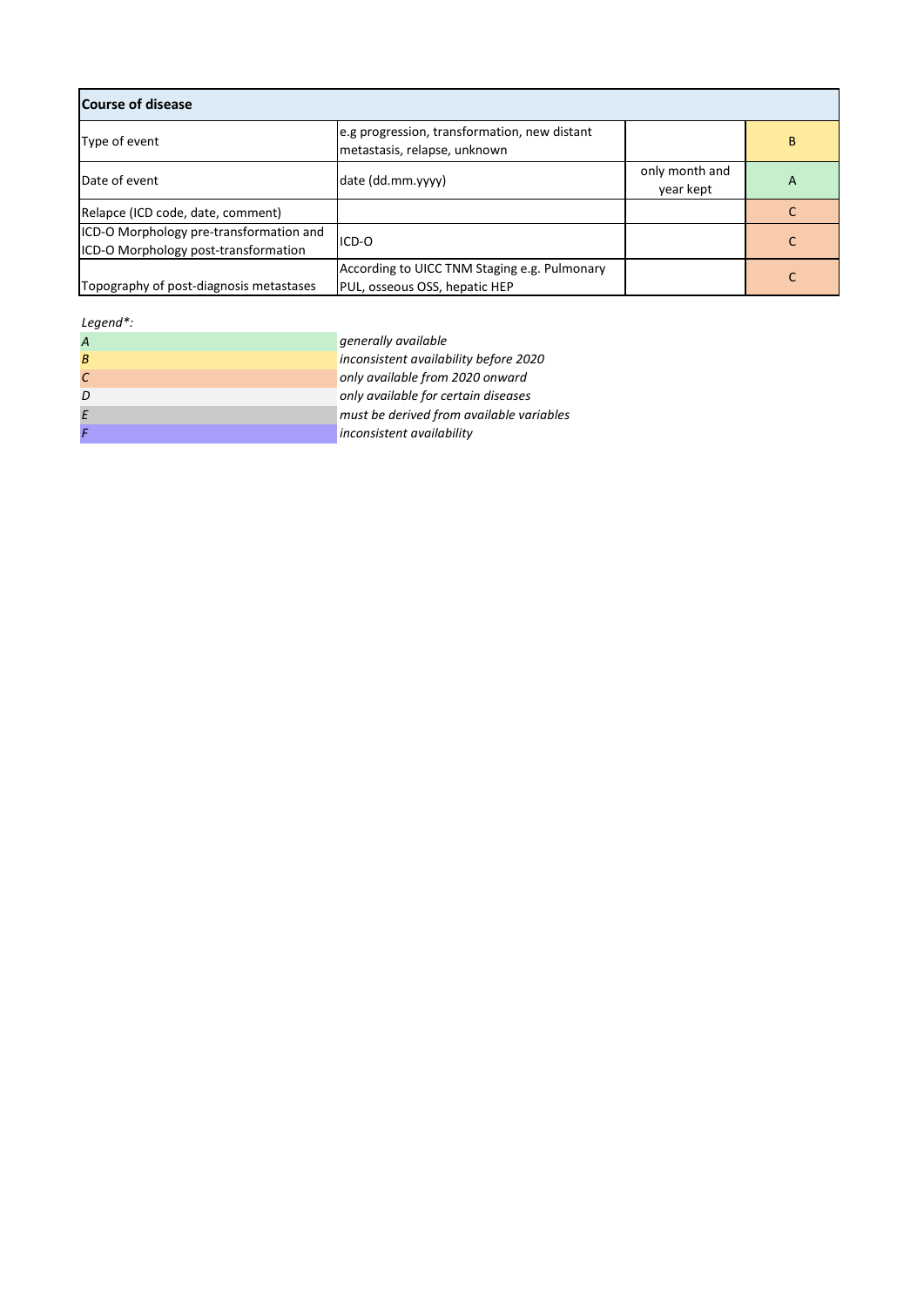| Course of disease | | | |
|---|---|---|---|
| Type of event | e.g progression, transformation, new distant metastasis, relapse, unknown | | B |
| Date of event | date (dd.mm.yyyy) | only month and year kept | A |
| Relapce (ICD code, date, comment) | | | C |
| ICD-O Morphology pre-transformation and ICD-O Morphology post-transformation | ICD-O | | C |
| Topography of post-diagnosis metastases | According to UICC TNM Staging e.g. Pulmonary PUL, osseous OSS, hepatic HEP | | C |

*Legend*:*

| | |
|---|---|
| *A* | *generally available* |
| *B* | *inconsistent availability before 2020* |
| *C* | *only available from 2020 onward* |
| *D* | *only available for certain diseases* |
| *E* | *must be derived from available variables* |
| *F* | *inconsistent availability* |